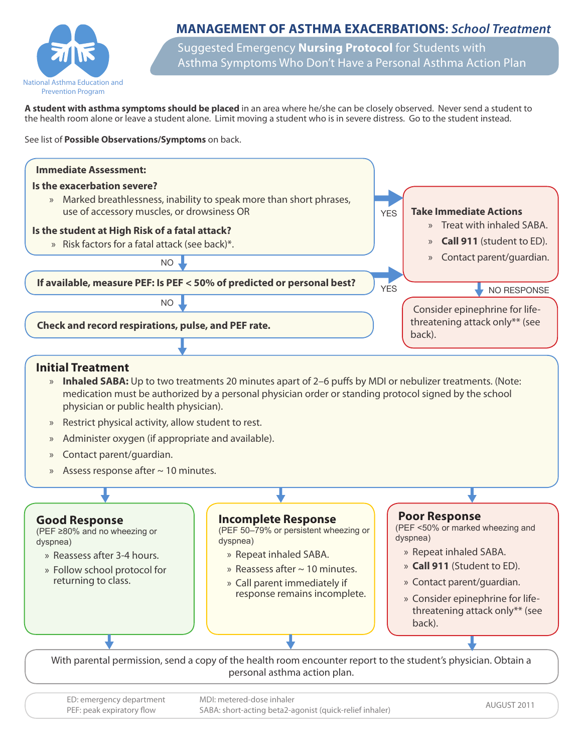National Asthma Education and Prevention Program

# MANAGEMENT OF ASTHMA EXACERBATIONS: *School Treatment*

## Suggested Emergency **Nursing Protocol** for Students with Asthma Symptoms Who Don't Have a Personal Asthma Action Plan

**A student with asthma symptoms should be placed** in an area where he/she can be closely observed. Never send a student to the health room alone or leave a student alone. Limit moving a student who is in severe distress. Go to the student instead.

See list of **Possible Observations/Symptoms** on back.

### Immediate Assessment:

**Is the exacerbation severe?**

- Marked breathlessness, inability to speak more than short phrases, use of accessory muscles, or drowsiness OR

**Is the student at High Risk of a fatal attack?**

- Risk factors for a fatal attack (see back)*.

YES → Take Immediate Actions

NO ↓

**If available, measure PEF: Is PEF < 50% of predicted or personal best?**

YES → Take Immediate Actions

NO ↓

**Check and record respirations, pulse, and PEF rate.**

↓ Initial Treatment

### Take Immediate Actions

- Treat with inhaled SABA.
- **Call 911** (student to ED).
- Contact parent/guardian.

NO RESPONSE ↓

Consider epinephrine for life-threatening attack only** (see back).

### Initial Treatment

- **Inhaled SABA:** Up to two treatments 20 minutes apart of 2–6 puffs by MDI or nebulizer treatments. (Note: medication must be authorized by a personal physician order or standing protocol signed by the school physician or public health physician).
- Restrict physical activity, allow student to rest.
- Administer oxygen (if appropriate and available).
- Contact parent/guardian.
- Assess response after ~ 10 minutes.

### Good Response

(PEF ≥80% and no wheezing or dyspnea)

- Reassess after 3-4 hours.
- Follow school protocol for returning to class.

### Incomplete Response

(PEF 50–79% or persistent wheezing or dyspnea)

- Repeat inhaled SABA.
- Reassess after ~ 10 minutes.
- Call parent immediately if response remains incomplete.

### Poor Response

(PEF <50% or marked wheezing and dyspnea)

- Repeat inhaled SABA.
- **Call 911** (Student to ED).
- Contact parent/guardian.
- Consider epinephrine for life-threatening attack only** (see back).

With parental permission, send a copy of the health room encounter report to the student's physician. Obtain a personal asthma action plan.

ED: emergency department
PEF: peak expiratory flow
MDI: metered-dose inhaler
SABA: short-acting beta2-agonist (quick-relief inhaler)

AUGUST 2011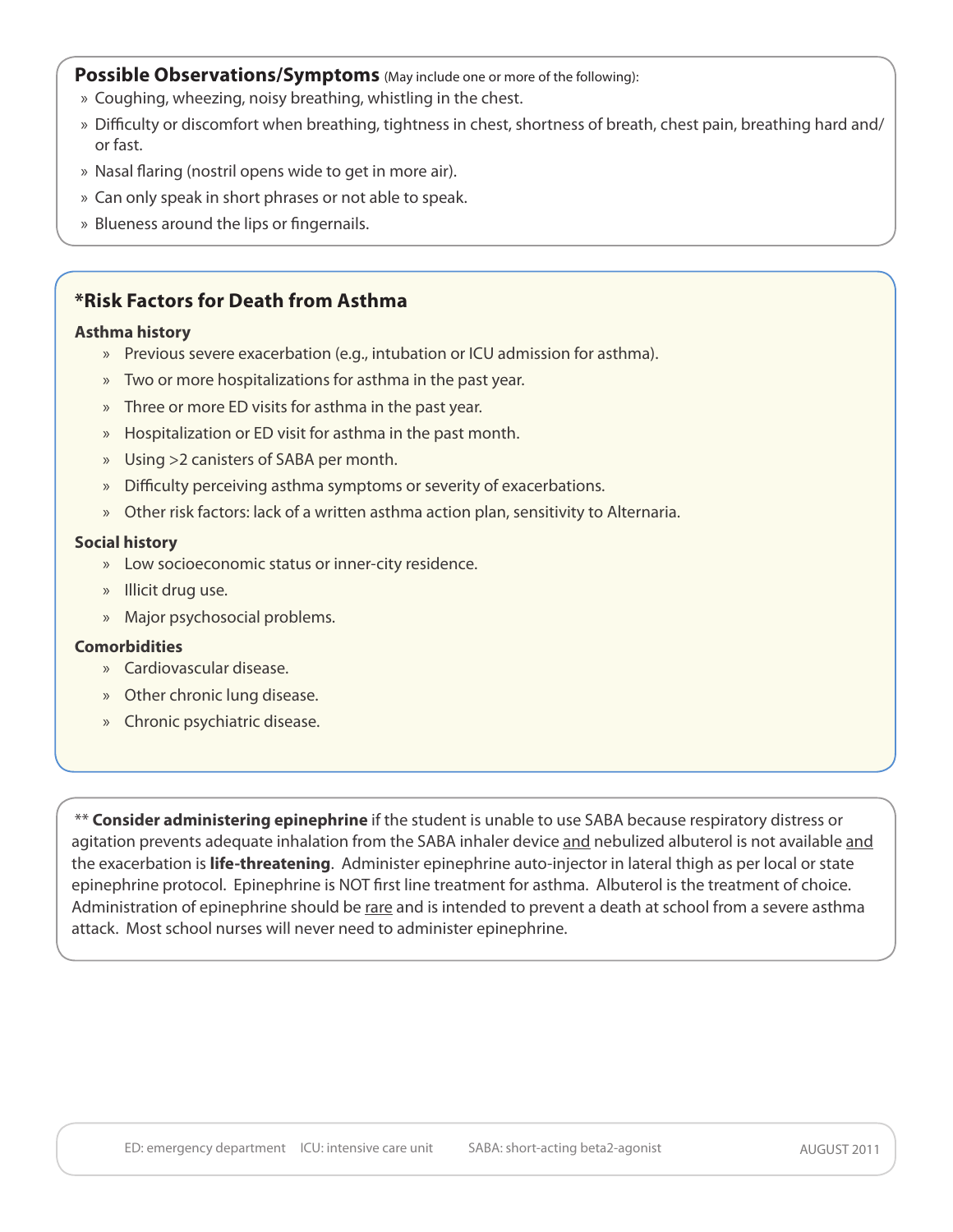**Possible Observations/Symptoms** (May include one or more of the following):

- Coughing, wheezing, noisy breathing, whistling in the chest.
- Difficulty or discomfort when breathing, tightness in chest, shortness of breath, chest pain, breathing hard and/or fast.
- Nasal flaring (nostril opens wide to get in more air).
- Can only speak in short phrases or not able to speak.
- Blueness around the lips or fingernails.

## *Risk Factors for Death from Asthma

**Asthma history**

- Previous severe exacerbation (e.g., intubation or ICU admission for asthma).
- Two or more hospitalizations for asthma in the past year.
- Three or more ED visits for asthma in the past year.
- Hospitalization or ED visit for asthma in the past month.
- Using >2 canisters of SABA per month.
- Difficulty perceiving asthma symptoms or severity of exacerbations.
- Other risk factors: lack of a written asthma action plan, sensitivity to Alternaria.

**Social history**

- Low socioeconomic status or inner-city residence.
- Illicit drug use.
- Major psychosocial problems.

**Comorbidities**

- Cardiovascular disease.
- Other chronic lung disease.
- Chronic psychiatric disease.

** **Consider administering epinephrine** if the student is unable to use SABA because respiratory distress or agitation prevents adequate inhalation from the SABA inhaler device and nebulized albuterol is not available and the exacerbation is **life-threatening**. Administer epinephrine auto-injector in lateral thigh as per local or state epinephrine protocol. Epinephrine is NOT first line treatment for asthma. Albuterol is the treatment of choice. Administration of epinephrine should be rare and is intended to prevent a death at school from a severe asthma attack. Most school nurses will never need to administer epinephrine.

ED: emergency department ICU: intensive care unit SABA: short-acting beta2-agonist

AUGUST 2011